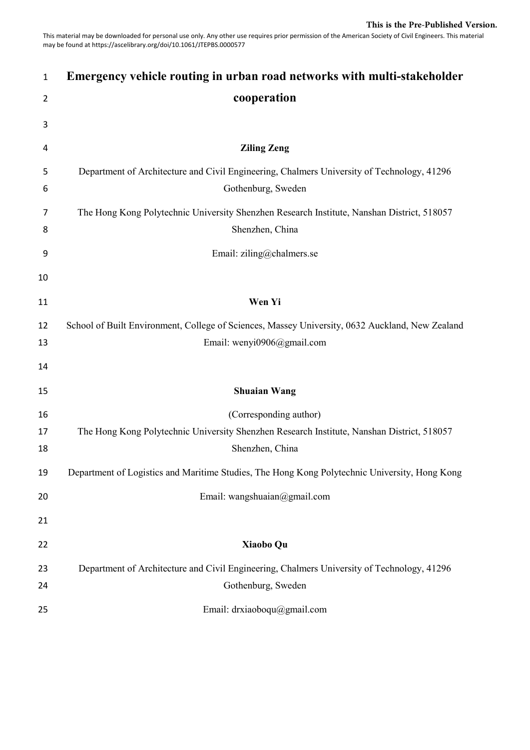This is the Pre-Published Version.

This material may be downloaded for personal use only. Any other use requires prior permission of the American Society of Civil Engineers. This material may be found at https://ascelibrary.org/doi/10.1061/JTEPBS.0000577

# Emergency vehicle routing in urban road networks with multi-stakeholder cooperation

**Ziling Zeng**

Department of Architecture and Civil Engineering, Chalmers University of Technology, 41296 Gothenburg, Sweden

The Hong Kong Polytechnic University Shenzhen Research Institute, Nanshan District, 518057 Shenzhen, China

Email: ziling@chalmers.se

**Wen Yi**

School of Built Environment, College of Sciences, Massey University, 0632 Auckland, New Zealand

Email: wenyi0906@gmail.com

**Shuaian Wang**

(Corresponding author)

The Hong Kong Polytechnic University Shenzhen Research Institute, Nanshan District, 518057 Shenzhen, China

Department of Logistics and Maritime Studies, The Hong Kong Polytechnic University, Hong Kong

Email: wangshuaian@gmail.com

**Xiaobo Qu**

Department of Architecture and Civil Engineering, Chalmers University of Technology, 41296 Gothenburg, Sweden

Email: drxiaoboqu@gmail.com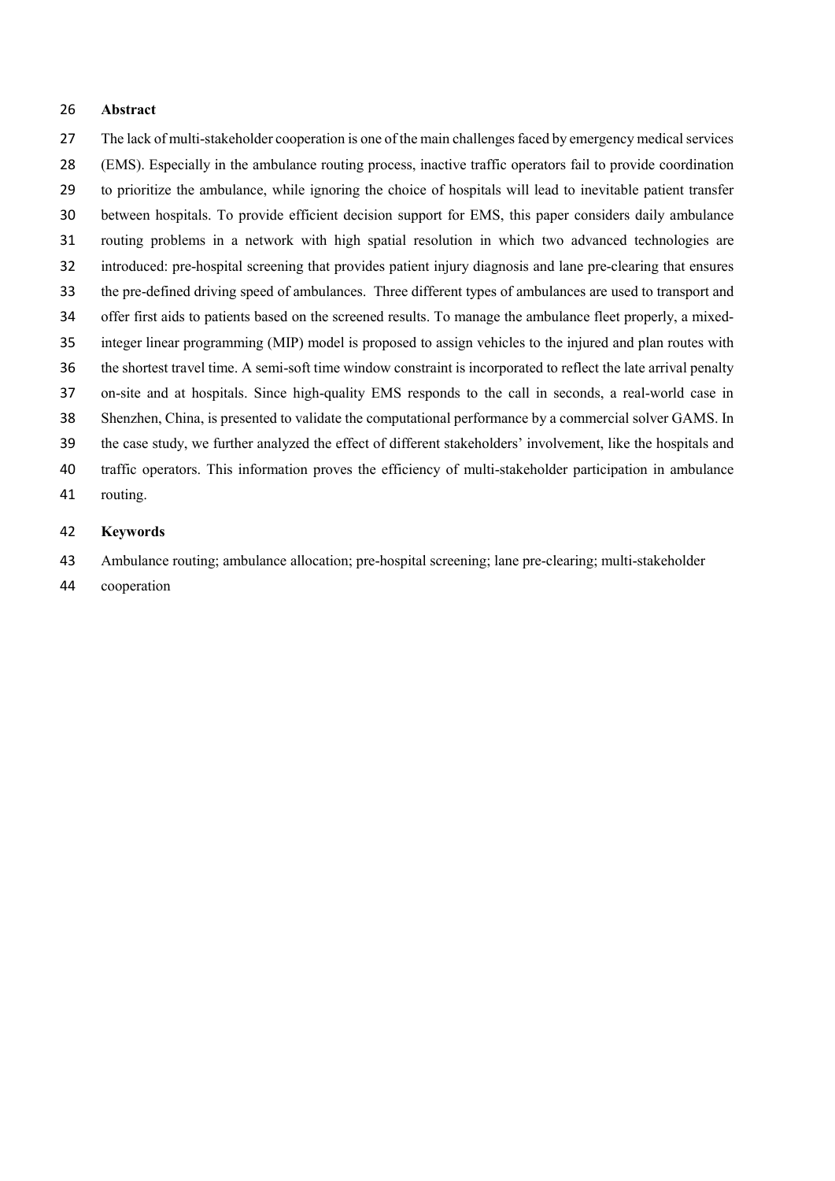## Abstract

The lack of multi-stakeholder cooperation is one of the main challenges faced by emergency medical services (EMS). Especially in the ambulance routing process, inactive traffic operators fail to provide coordination to prioritize the ambulance, while ignoring the choice of hospitals will lead to inevitable patient transfer between hospitals. To provide efficient decision support for EMS, this paper considers daily ambulance routing problems in a network with high spatial resolution in which two advanced technologies are introduced: pre-hospital screening that provides patient injury diagnosis and lane pre-clearing that ensures the pre-defined driving speed of ambulances. Three different types of ambulances are used to transport and offer first aids to patients based on the screened results. To manage the ambulance fleet properly, a mixed-integer linear programming (MIP) model is proposed to assign vehicles to the injured and plan routes with the shortest travel time. A semi-soft time window constraint is incorporated to reflect the late arrival penalty on-site and at hospitals. Since high-quality EMS responds to the call in seconds, a real-world case in Shenzhen, China, is presented to validate the computational performance by a commercial solver GAMS. In the case study, we further analyzed the effect of different stakeholders' involvement, like the hospitals and traffic operators. This information proves the efficiency of multi-stakeholder participation in ambulance routing.

## Keywords

Ambulance routing; ambulance allocation; pre-hospital screening; lane pre-clearing; multi-stakeholder cooperation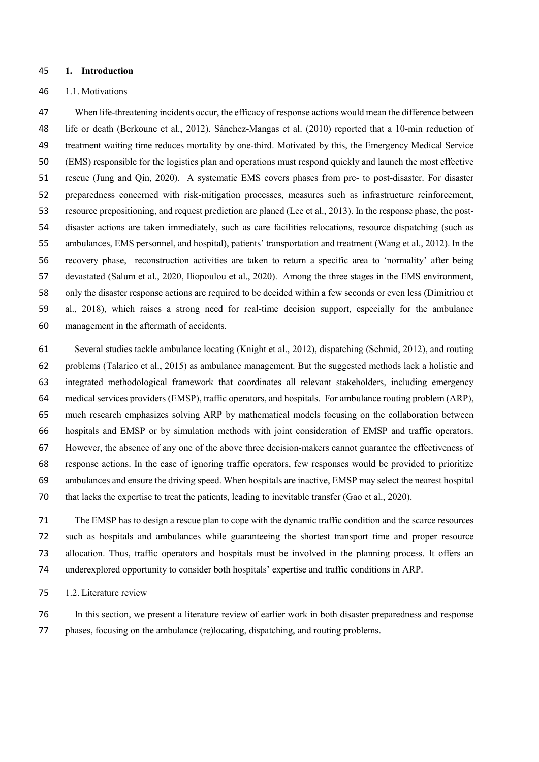# 1. Introduction

## 1.1. Motivations

When life-threatening incidents occur, the efficacy of response actions would mean the difference between life or death (Berkoune et al., 2012). Sánchez-Mangas et al. (2010) reported that a 10-min reduction of treatment waiting time reduces mortality by one-third. Motivated by this, the Emergency Medical Service (EMS) responsible for the logistics plan and operations must respond quickly and launch the most effective rescue (Jung and Qin, 2020). A systematic EMS covers phases from pre- to post-disaster. For disaster preparedness concerned with risk-mitigation processes, measures such as infrastructure reinforcement, resource prepositioning, and request prediction are planed (Lee et al., 2013). In the response phase, the post-disaster actions are taken immediately, such as care facilities relocations, resource dispatching (such as ambulances, EMS personnel, and hospital), patients' transportation and treatment (Wang et al., 2012). In the recovery phase, reconstruction activities are taken to return a specific area to 'normality' after being devastated (Salum et al., 2020, Iliopoulou et al., 2020). Among the three stages in the EMS environment, only the disaster response actions are required to be decided within a few seconds or even less (Dimitriou et al., 2018), which raises a strong need for real-time decision support, especially for the ambulance management in the aftermath of accidents.

Several studies tackle ambulance locating (Knight et al., 2012), dispatching (Schmid, 2012), and routing problems (Talarico et al., 2015) as ambulance management. But the suggested methods lack a holistic and integrated methodological framework that coordinates all relevant stakeholders, including emergency medical services providers (EMSP), traffic operators, and hospitals. For ambulance routing problem (ARP), much research emphasizes solving ARP by mathematical models focusing on the collaboration between hospitals and EMSP or by simulation methods with joint consideration of EMSP and traffic operators. However, the absence of any one of the above three decision-makers cannot guarantee the effectiveness of response actions. In the case of ignoring traffic operators, few responses would be provided to prioritize ambulances and ensure the driving speed. When hospitals are inactive, EMSP may select the nearest hospital that lacks the expertise to treat the patients, leading to inevitable transfer (Gao et al., 2020).

The EMSP has to design a rescue plan to cope with the dynamic traffic condition and the scarce resources such as hospitals and ambulances while guaranteeing the shortest transport time and proper resource allocation. Thus, traffic operators and hospitals must be involved in the planning process. It offers an underexplored opportunity to consider both hospitals' expertise and traffic conditions in ARP.

## 1.2. Literature review

In this section, we present a literature review of earlier work in both disaster preparedness and response phases, focusing on the ambulance (re)locating, dispatching, and routing problems.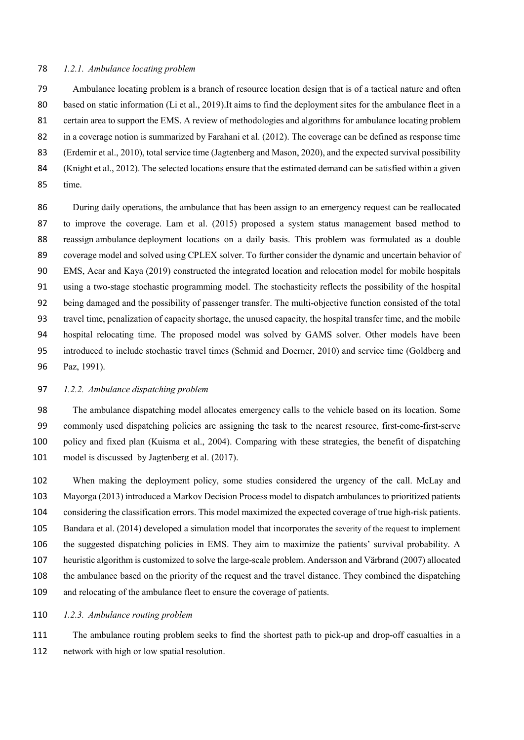#### *1.2.1. Ambulance locating problem*

Ambulance locating problem is a branch of resource location design that is of a tactical nature and often based on static information (Li et al., 2019).It aims to find the deployment sites for the ambulance fleet in a certain area to support the EMS. A review of methodologies and algorithms for ambulance locating problem in a coverage notion is summarized by Farahani et al. (2012). The coverage can be defined as response time (Erdemir et al., 2010), total service time (Jagtenberg and Mason, 2020), and the expected survival possibility (Knight et al., 2012). The selected locations ensure that the estimated demand can be satisfied within a given time.

During daily operations, the ambulance that has been assign to an emergency request can be reallocated to improve the coverage. Lam et al. (2015) proposed a system status management based method to reassign ambulance deployment locations on a daily basis. This problem was formulated as a double coverage model and solved using CPLEX solver. To further consider the dynamic and uncertain behavior of EMS, Acar and Kaya (2019) constructed the integrated location and relocation model for mobile hospitals using a two-stage stochastic programming model. The stochasticity reflects the possibility of the hospital being damaged and the possibility of passenger transfer. The multi-objective function consisted of the total travel time, penalization of capacity shortage, the unused capacity, the hospital transfer time, and the mobile hospital relocating time. The proposed model was solved by GAMS solver. Other models have been introduced to include stochastic travel times (Schmid and Doerner, 2010) and service time (Goldberg and Paz, 1991).

#### *1.2.2. Ambulance dispatching problem*

The ambulance dispatching model allocates emergency calls to the vehicle based on its location. Some commonly used dispatching policies are assigning the task to the nearest resource, first-come-first-serve policy and fixed plan (Kuisma et al., 2004). Comparing with these strategies, the benefit of dispatching model is discussed by Jagtenberg et al. (2017).

When making the deployment policy, some studies considered the urgency of the call. McLay and Mayorga (2013) introduced a Markov Decision Process model to dispatch ambulances to prioritized patients considering the classification errors. This model maximized the expected coverage of true high-risk patients. Bandara et al. (2014) developed a simulation model that incorporates the severity of the request to implement the suggested dispatching policies in EMS. They aim to maximize the patients' survival probability. A heuristic algorithm is customized to solve the large-scale problem. Andersson and Värbrand (2007) allocated the ambulance based on the priority of the request and the travel distance. They combined the dispatching and relocating of the ambulance fleet to ensure the coverage of patients.

#### *1.2.3. Ambulance routing problem*

The ambulance routing problem seeks to find the shortest path to pick-up and drop-off casualties in a network with high or low spatial resolution.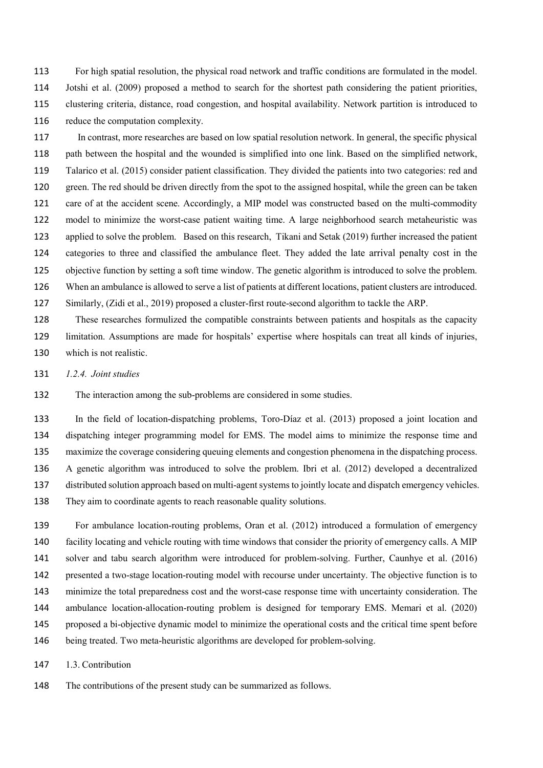For high spatial resolution, the physical road network and traffic conditions are formulated in the model. Jotshi et al. (2009) proposed a method to search for the shortest path considering the patient priorities, clustering criteria, distance, road congestion, and hospital availability. Network partition is introduced to reduce the computation complexity.

In contrast, more researches are based on low spatial resolution network. In general, the specific physical path between the hospital and the wounded is simplified into one link. Based on the simplified network, Talarico et al. (2015) consider patient classification. They divided the patients into two categories: red and green. The red should be driven directly from the spot to the assigned hospital, while the green can be taken care of at the accident scene. Accordingly, a MIP model was constructed based on the multi-commodity model to minimize the worst-case patient waiting time. A large neighborhood search metaheuristic was applied to solve the problem. Based on this research, Tikani and Setak (2019) further increased the patient categories to three and classified the ambulance fleet. They added the late arrival penalty cost in the objective function by setting a soft time window. The genetic algorithm is introduced to solve the problem. When an ambulance is allowed to serve a list of patients at different locations, patient clusters are introduced. Similarly, (Zidi et al., 2019) proposed a cluster-first route-second algorithm to tackle the ARP.

These researches formulized the compatible constraints between patients and hospitals as the capacity limitation. Assumptions are made for hospitals' expertise where hospitals can treat all kinds of injuries, which is not realistic.

### *1.2.4. Joint studies*

The interaction among the sub-problems are considered in some studies.

In the field of location-dispatching problems, Toro-Díaz et al. (2013) proposed a joint location and dispatching integer programming model for EMS. The model aims to minimize the response time and maximize the coverage considering queuing elements and congestion phenomena in the dispatching process. A genetic algorithm was introduced to solve the problem. Ibri et al. (2012) developed a decentralized distributed solution approach based on multi-agent systems to jointly locate and dispatch emergency vehicles. They aim to coordinate agents to reach reasonable quality solutions.

For ambulance location-routing problems, Oran et al. (2012) introduced a formulation of emergency facility locating and vehicle routing with time windows that consider the priority of emergency calls. A MIP solver and tabu search algorithm were introduced for problem-solving. Further, Caunhye et al. (2016) presented a two-stage location-routing model with recourse under uncertainty. The objective function is to minimize the total preparedness cost and the worst-case response time with uncertainty consideration. The ambulance location-allocation-routing problem is designed for temporary EMS. Memari et al. (2020) proposed a bi-objective dynamic model to minimize the operational costs and the critical time spent before being treated. Two meta-heuristic algorithms are developed for problem-solving.

## 1.3. Contribution

The contributions of the present study can be summarized as follows.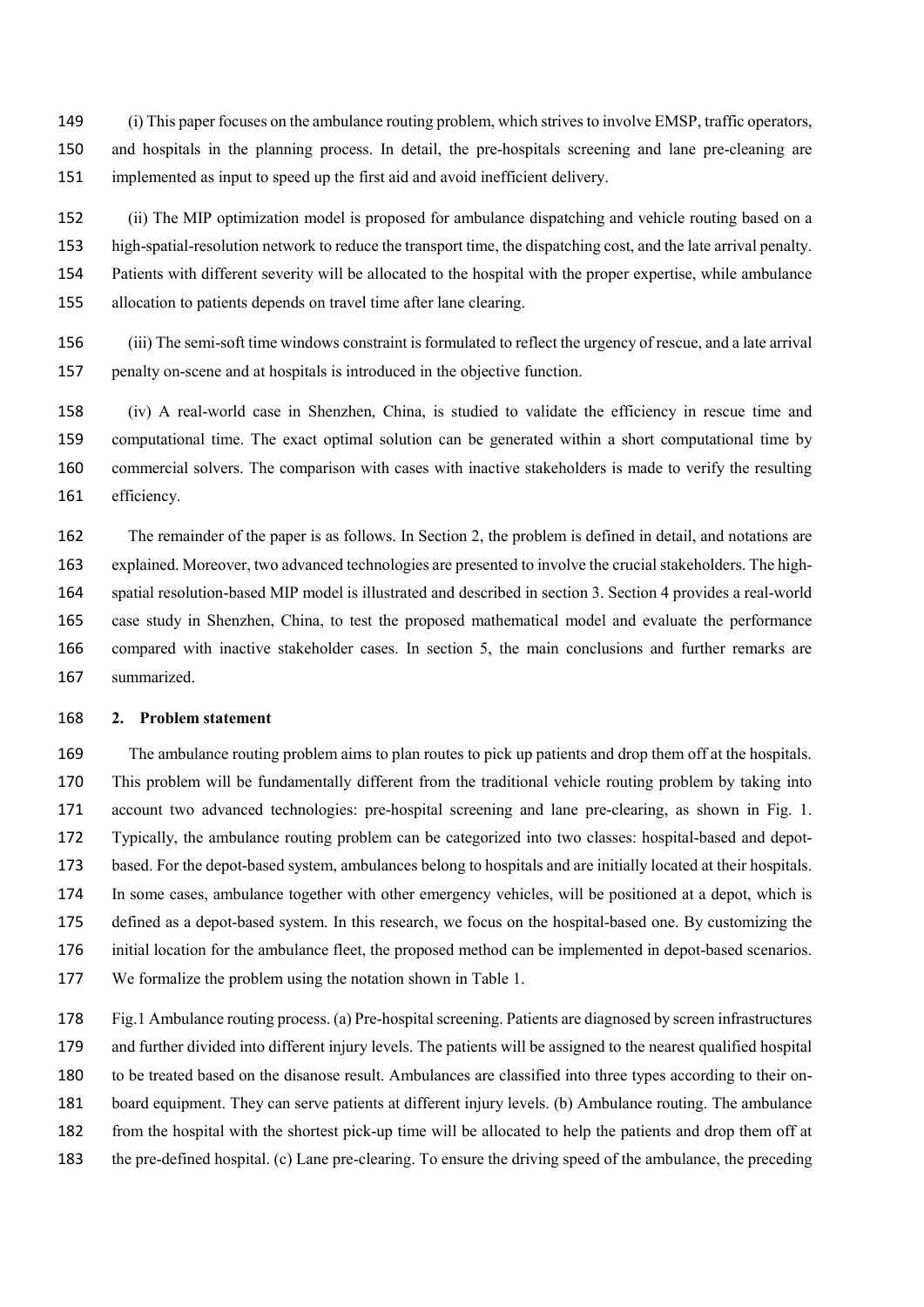(i) This paper focuses on the ambulance routing problem, which strives to involve EMSP, traffic operators, and hospitals in the planning process. In detail, the pre-hospitals screening and lane pre-cleaning are implemented as input to speed up the first aid and avoid inefficient delivery.

(ii) The MIP optimization model is proposed for ambulance dispatching and vehicle routing based on a high-spatial-resolution network to reduce the transport time, the dispatching cost, and the late arrival penalty. Patients with different severity will be allocated to the hospital with the proper expertise, while ambulance allocation to patients depends on travel time after lane clearing.

(iii) The semi-soft time windows constraint is formulated to reflect the urgency of rescue, and a late arrival penalty on-scene and at hospitals is introduced in the objective function.

(iv) A real-world case in Shenzhen, China, is studied to validate the efficiency in rescue time and computational time. The exact optimal solution can be generated within a short computational time by commercial solvers. The comparison with cases with inactive stakeholders is made to verify the resulting efficiency.

The remainder of the paper is as follows. In Section 2, the problem is defined in detail, and notations are explained. Moreover, two advanced technologies are presented to involve the crucial stakeholders. The high-spatial resolution-based MIP model is illustrated and described in section 3. Section 4 provides a real-world case study in Shenzhen, China, to test the proposed mathematical model and evaluate the performance compared with inactive stakeholder cases. In section 5, the main conclusions and further remarks are summarized.

## 2. Problem statement

The ambulance routing problem aims to plan routes to pick up patients and drop them off at the hospitals. This problem will be fundamentally different from the traditional vehicle routing problem by taking into account two advanced technologies: pre-hospital screening and lane pre-clearing, as shown in Fig. 1. Typically, the ambulance routing problem can be categorized into two classes: hospital-based and depot-based. For the depot-based system, ambulances belong to hospitals and are initially located at their hospitals. In some cases, ambulance together with other emergency vehicles, will be positioned at a depot, which is defined as a depot-based system. In this research, we focus on the hospital-based one. By customizing the initial location for the ambulance fleet, the proposed method can be implemented in depot-based scenarios. We formalize the problem using the notation shown in Table 1.

Fig.1 Ambulance routing process. (a) Pre-hospital screening. Patients are diagnosed by screen infrastructures and further divided into different injury levels. The patients will be assigned to the nearest qualified hospital to be treated based on the disanose result. Ambulances are classified into three types according to their on-board equipment. They can serve patients at different injury levels. (b) Ambulance routing. The ambulance from the hospital with the shortest pick-up time will be allocated to help the patients and drop them off at the pre-defined hospital. (c) Lane pre-clearing. To ensure the driving speed of the ambulance, the preceding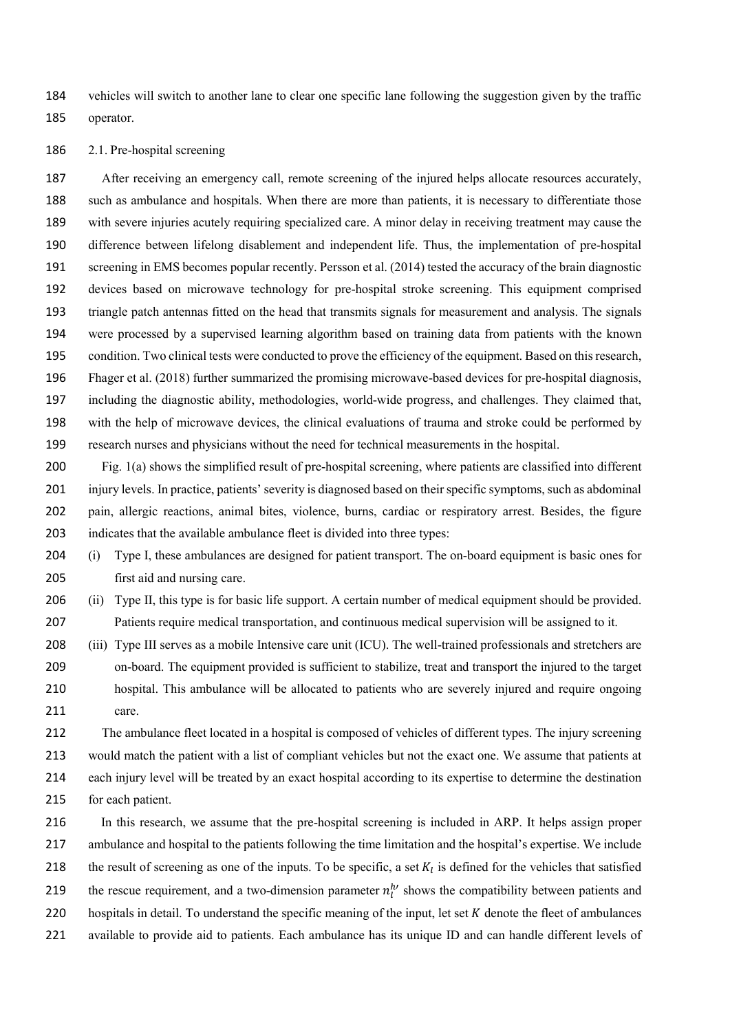vehicles will switch to another lane to clear one specific lane following the suggestion given by the traffic operator.

## 2.1. Pre-hospital screening

After receiving an emergency call, remote screening of the injured helps allocate resources accurately, such as ambulance and hospitals. When there are more than patients, it is necessary to differentiate those with severe injuries acutely requiring specialized care. A minor delay in receiving treatment may cause the difference between lifelong disablement and independent life. Thus, the implementation of pre-hospital screening in EMS becomes popular recently. Persson et al. (2014) tested the accuracy of the brain diagnostic devices based on microwave technology for pre-hospital stroke screening. This equipment comprised triangle patch antennas fitted on the head that transmits signals for measurement and analysis. The signals were processed by a supervised learning algorithm based on training data from patients with the known condition. Two clinical tests were conducted to prove the efficiency of the equipment. Based on this research, Fhager et al. (2018) further summarized the promising microwave-based devices for pre-hospital diagnosis, including the diagnostic ability, methodologies, world-wide progress, and challenges. They claimed that, with the help of microwave devices, the clinical evaluations of trauma and stroke could be performed by research nurses and physicians without the need for technical measurements in the hospital.

Fig. 1(a) shows the simplified result of pre-hospital screening, where patients are classified into different injury levels. In practice, patients' severity is diagnosed based on their specific symptoms, such as abdominal pain, allergic reactions, animal bites, violence, burns, cardiac or respiratory arrest. Besides, the figure indicates that the available ambulance fleet is divided into three types:

(i) Type I, these ambulances are designed for patient transport. The on-board equipment is basic ones for first aid and nursing care.

(ii) Type II, this type is for basic life support. A certain number of medical equipment should be provided. Patients require medical transportation, and continuous medical supervision will be assigned to it.

(iii) Type III serves as a mobile Intensive care unit (ICU). The well-trained professionals and stretchers are on-board. The equipment provided is sufficient to stabilize, treat and transport the injured to the target hospital. This ambulance will be allocated to patients who are severely injured and require ongoing care.

The ambulance fleet located in a hospital is composed of vehicles of different types. The injury screening would match the patient with a list of compliant vehicles but not the exact one. We assume that patients at each injury level will be treated by an exact hospital according to its expertise to determine the destination for each patient.

In this research, we assume that the pre-hospital screening is included in ARP. It helps assign proper ambulance and hospital to the patients following the time limitation and the hospital's expertise. We include the result of screening as one of the inputs. To be specific, a set $K_l$ is defined for the vehicles that satisfied the rescue requirement, and a two-dimension parameter $n_l^{h\prime}$ shows the compatibility between patients and hospitals in detail. To understand the specific meaning of the input, let set $K$ denote the fleet of ambulances available to provide aid to patients. Each ambulance has its unique ID and can handle different levels of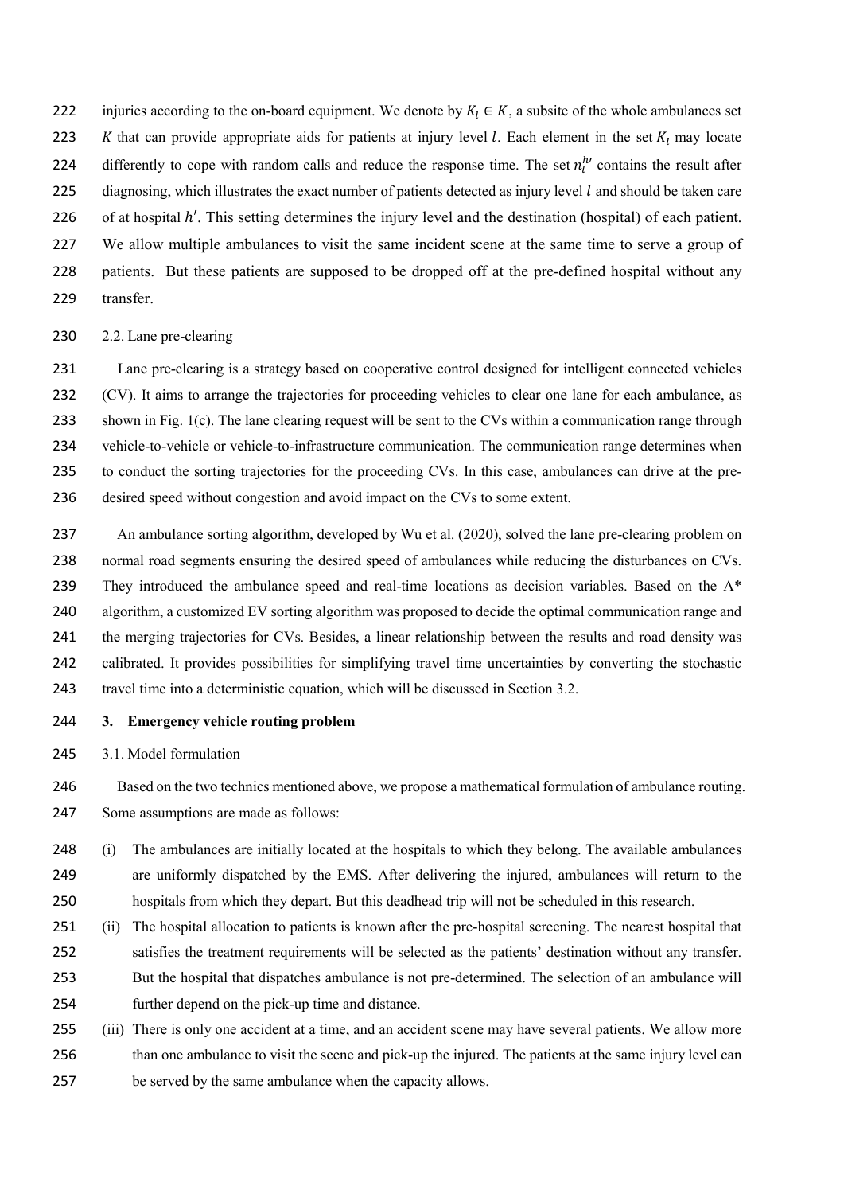injuries according to the on-board equipment. We denote by $K_l \in K$, a subsite of the whole ambulances set $K$ that can provide appropriate aids for patients at injury level $l$. Each element in the set $K_l$ may locate differently to cope with random calls and reduce the response time. The set $n_l^{h'}$ contains the result after diagnosing, which illustrates the exact number of patients detected as injury level $l$ and should be taken care of at hospital $h'$. This setting determines the injury level and the destination (hospital) of each patient. We allow multiple ambulances to visit the same incident scene at the same time to serve a group of patients. But these patients are supposed to be dropped off at the pre-defined hospital without any transfer.

2.2. Lane pre-clearing

Lane pre-clearing is a strategy based on cooperative control designed for intelligent connected vehicles (CV). It aims to arrange the trajectories for proceeding vehicles to clear one lane for each ambulance, as shown in Fig. 1(c). The lane clearing request will be sent to the CVs within a communication range through vehicle-to-vehicle or vehicle-to-infrastructure communication. The communication range determines when to conduct the sorting trajectories for the proceeding CVs. In this case, ambulances can drive at the pre-desired speed without congestion and avoid impact on the CVs to some extent.

An ambulance sorting algorithm, developed by Wu et al. (2020), solved the lane pre-clearing problem on normal road segments ensuring the desired speed of ambulances while reducing the disturbances on CVs. They introduced the ambulance speed and real-time locations as decision variables. Based on the A* algorithm, a customized EV sorting algorithm was proposed to decide the optimal communication range and the merging trajectories for CVs. Besides, a linear relationship between the results and road density was calibrated. It provides possibilities for simplifying travel time uncertainties by converting the stochastic travel time into a deterministic equation, which will be discussed in Section 3.2.

## 3. Emergency vehicle routing problem

3.1. Model formulation

Based on the two technics mentioned above, we propose a mathematical formulation of ambulance routing. Some assumptions are made as follows:

(i) The ambulances are initially located at the hospitals to which they belong. The available ambulances are uniformly dispatched by the EMS. After delivering the injured, ambulances will return to the hospitals from which they depart. But this deadhead trip will not be scheduled in this research.

(ii) The hospital allocation to patients is known after the pre-hospital screening. The nearest hospital that satisfies the treatment requirements will be selected as the patients' destination without any transfer. But the hospital that dispatches ambulance is not pre-determined. The selection of an ambulance will further depend on the pick-up time and distance.

(iii) There is only one accident at a time, and an accident scene may have several patients. We allow more than one ambulance to visit the scene and pick-up the injured. The patients at the same injury level can be served by the same ambulance when the capacity allows.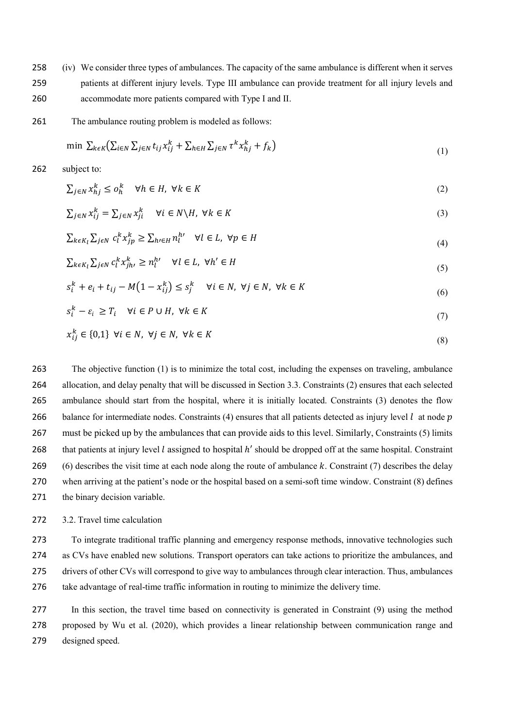(iv) We consider three types of ambulances. The capacity of the same ambulance is different when it serves patients at different injury levels. Type III ambulance can provide treatment for all injury levels and accommodate more patients compared with Type I and II.

The ambulance routing problem is modeled as follows:

$$\min \sum_{k\in K}\left(\sum_{i\in N}\sum_{j\in N} t_{ij}x_{ij}^{k} + \sum_{h\in H}\sum_{j\in N}\tau^{k}x_{hj}^{k} + f_{k}\right) \tag{1}$$

subject to:

$$\sum_{j\in N} x_{hj}^{k} \leq o_{h}^{k} \quad \forall h \in H,\ \forall k \in K \tag{2}$$

$$\sum_{j\in N} x_{ij}^{k} = \sum_{j\in N} x_{ji}^{k} \quad \forall i \in N\backslash H,\ \forall k \in K \tag{3}$$

$$\sum_{k\in K_l}\sum_{j\in N} c_{l}^{k}x_{jp}^{k} \geq \sum_{h'\in H} n_{l}^{h'} \quad \forall l \in L,\ \forall p \in H \tag{4}$$

$$\sum_{k\in K_l}\sum_{j\in N} c_{l}^{k}x_{jh'}^{k} \geq n_{l}^{h'} \quad \forall l \in L,\ \forall h' \in H \tag{5}$$

$$s_{i}^{k} + e_{i} + t_{ij} - M\left(1 - x_{ij}^{k}\right) \leq s_{j}^{k} \quad \forall i \in N,\ \forall j \in N,\ \forall k \in K \tag{6}$$

$$s_{i}^{k} - \varepsilon_{i} \geq T_{i} \quad \forall i \in P \cup H,\ \forall k \in K \tag{7}$$

$$x_{ij}^{k} \in \{0,1\} \ \forall i \in N,\ \forall j \in N,\ \forall k \in K \tag{8}$$

The objective function (1) is to minimize the total cost, including the expenses on traveling, ambulance allocation, and delay penalty that will be discussed in Section 3.3. Constraints (2) ensures that each selected ambulance should start from the hospital, where it is initially located. Constraints (3) denotes the flow balance for intermediate nodes. Constraints (4) ensures that all patients detected as injury level $l$ at node $p$ must be picked up by the ambulances that can provide aids to this level. Similarly, Constraints (5) limits that patients at injury level $l$ assigned to hospital $h'$ should be dropped off at the same hospital. Constraint (6) describes the visit time at each node along the route of ambulance $k$. Constraint (7) describes the delay when arriving at the patient's node or the hospital based on a semi-soft time window. Constraint (8) defines the binary decision variable.

## 3.2. Travel time calculation

To integrate traditional traffic planning and emergency response methods, innovative technologies such as CVs have enabled new solutions. Transport operators can take actions to prioritize the ambulances, and drivers of other CVs will correspond to give way to ambulances through clear interaction. Thus, ambulances take advantage of real-time traffic information in routing to minimize the delivery time.

In this section, the travel time based on connectivity is generated in Constraint (9) using the method proposed by Wu et al. (2020), which provides a linear relationship between communication range and designed speed.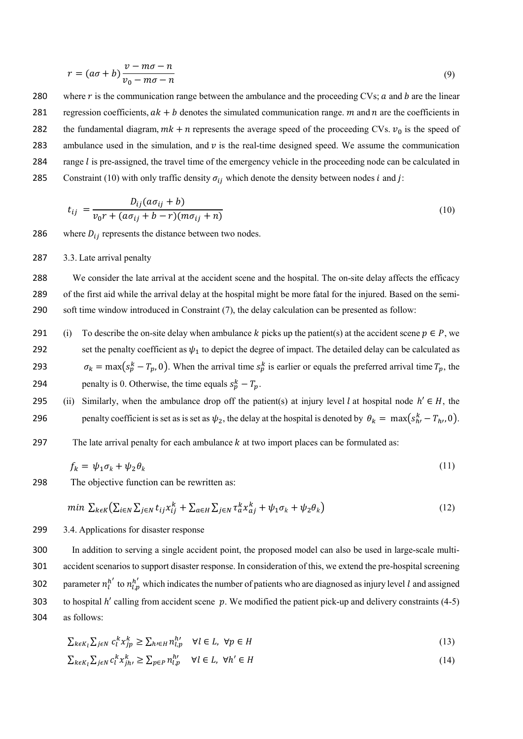$$r = (a\sigma + b)\frac{v - m\sigma - n}{v_0 - m\sigma - n} \tag{9}$$

where $r$ is the communication range between the ambulance and the proceeding CVs; $a$ and $b$ are the linear regression coefficients, $ak + b$ denotes the simulated communication range. $m$ and $n$ are the coefficients in the fundamental diagram, $mk + n$ represents the average speed of the proceeding CVs. $v_0$ is the speed of ambulance used in the simulation, and $v$ is the real-time designed speed. We assume the communication range $l$ is pre-assigned, the travel time of the emergency vehicle in the proceeding node can be calculated in Constraint (10) with only traffic density $\sigma_{ij}$ which denote the density between nodes $i$ and $j$:

$$t_{ij} = \frac{D_{ij}(a\sigma_{ij} + b)}{v_0 r + (a\sigma_{ij} + b - r)(m\sigma_{ij} + n)} \tag{10}$$

where $D_{ij}$ represents the distance between two nodes.

### 3.3. Late arrival penalty

We consider the late arrival at the accident scene and the hospital. The on-site delay affects the efficacy of the first aid while the arrival delay at the hospital might be more fatal for the injured. Based on the semi-soft time window introduced in Constraint (7), the delay calculation can be presented as follow:

(i) To describe the on-site delay when ambulance $k$ picks up the patient(s) at the accident scene $p \in P$, we set the penalty coefficient as $\psi_1$ to depict the degree of impact. The detailed delay can be calculated as $\sigma_k = \max(s_p^k - T_p, 0)$. When the arrival time $s_p^k$ is earlier or equals the preferred arrival time $T_p$, the penalty is 0. Otherwise, the time equals $s_p^k - T_p$.

(ii) Similarly, when the ambulance drop off the patient(s) at injury level $l$ at hospital node $h' \in H$, the penalty coefficient is set as is set as $\psi_2$, the delay at the hospital is denoted by $\theta_k = \max(s_{h'}^k - T_{h'}, 0)$.

The late arrival penalty for each ambulance $k$ at two import places can be formulated as:

$$f_k = \psi_1 \sigma_k + \psi_2 \theta_k \tag{11}$$

The objective function can be rewritten as:

$$min \sum_{k \in K} \left( \sum_{i \in N} \sum_{j \in N} t_{ij} x_{ij}^k + \sum_{a \in H} \sum_{j \in N} \tau_a^k x_{aj}^k + \psi_1 \sigma_k + \psi_2 \theta_k \right) \tag{12}$$

### 3.4. Applications for disaster response

In addition to serving a single accident point, the proposed model can also be used in large-scale multi-accident scenarios to support disaster response. In consideration of this, we extend the pre-hospital screening parameter $n_l^{h'}$ to $n_{l,p}^{h'}$ which indicates the number of patients who are diagnosed as injury level $l$ and assigned to hospital $h'$ calling from accident scene $p$. We modified the patient pick-up and delivery constraints (4-5) as follows:

$$\sum_{k \in K_l} \sum_{j \in N} c_l^k x_{jp}^k \geq \sum_{h' \in H} n_{l,p}^{h'} \quad \forall l \in L,\ \forall p \in H \tag{13}$$

$$\sum_{k \in K_l} \sum_{j \in N} c_l^k x_{jh'}^k \geq \sum_{p \in P} n_{l,p}^{h'} \quad \forall l \in L,\ \forall h' \in H \tag{14}$$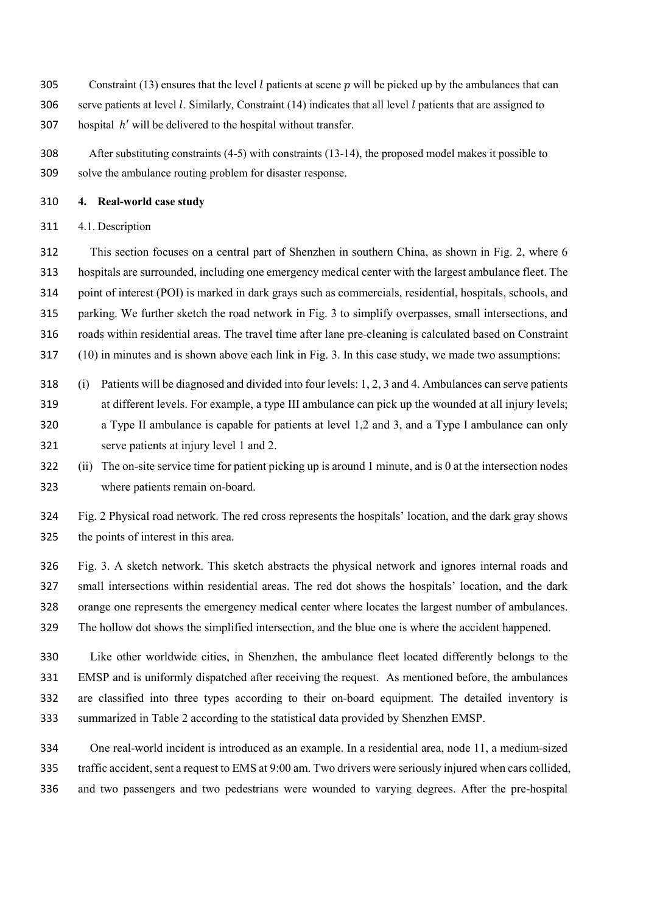Constraint (13) ensures that the level $l$ patients at scene $p$ will be picked up by the ambulances that can serve patients at level $l$. Similarly, Constraint (14) indicates that all level $l$ patients that are assigned to hospital $h'$ will be delivered to the hospital without transfer.

After substituting constraints (4-5) with constraints (13-14), the proposed model makes it possible to solve the ambulance routing problem for disaster response.

## 4. Real-world case study

### 4.1. Description

This section focuses on a central part of Shenzhen in southern China, as shown in Fig. 2, where 6 hospitals are surrounded, including one emergency medical center with the largest ambulance fleet. The point of interest (POI) is marked in dark grays such as commercials, residential, hospitals, schools, and parking. We further sketch the road network in Fig. 3 to simplify overpasses, small intersections, and roads within residential areas. The travel time after lane pre-cleaning is calculated based on Constraint (10) in minutes and is shown above each link in Fig. 3. In this case study, we made two assumptions:

(i) Patients will be diagnosed and divided into four levels: 1, 2, 3 and 4. Ambulances can serve patients at different levels. For example, a type III ambulance can pick up the wounded at all injury levels; a Type II ambulance is capable for patients at level 1,2 and 3, and a Type I ambulance can only serve patients at injury level 1 and 2.

(ii) The on-site service time for patient picking up is around 1 minute, and is 0 at the intersection nodes where patients remain on-board.

Fig. 2 Physical road network. The red cross represents the hospitals' location, and the dark gray shows the points of interest in this area.

Fig. 3. A sketch network. This sketch abstracts the physical network and ignores internal roads and small intersections within residential areas. The red dot shows the hospitals' location, and the dark orange one represents the emergency medical center where locates the largest number of ambulances. The hollow dot shows the simplified intersection, and the blue one is where the accident happened.

Like other worldwide cities, in Shenzhen, the ambulance fleet located differently belongs to the EMSP and is uniformly dispatched after receiving the request. As mentioned before, the ambulances are classified into three types according to their on-board equipment. The detailed inventory is summarized in Table 2 according to the statistical data provided by Shenzhen EMSP.

One real-world incident is introduced as an example. In a residential area, node 11, a medium-sized traffic accident, sent a request to EMS at 9:00 am. Two drivers were seriously injured when cars collided, and two passengers and two pedestrians were wounded to varying degrees. After the pre-hospital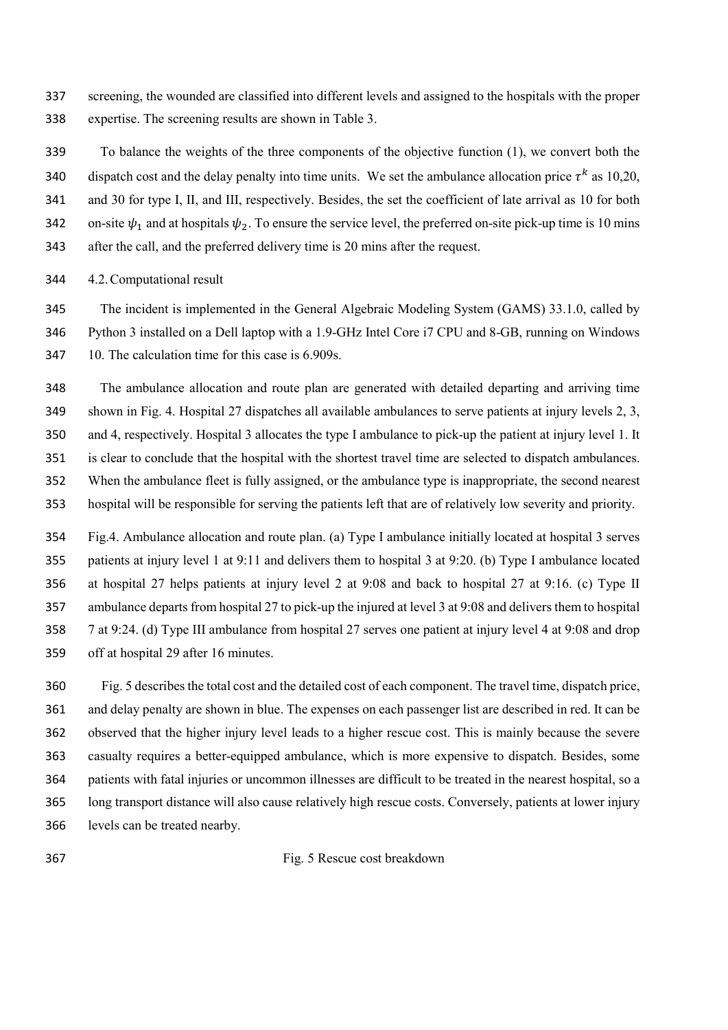screening, the wounded are classified into different levels and assigned to the hospitals with the proper expertise. The screening results are shown in Table 3.

To balance the weights of the three components of the objective function (1), we convert both the dispatch cost and the delay penalty into time units. We set the ambulance allocation price $\tau^k$ as 10,20, and 30 for type I, II, and III, respectively. Besides, the set the coefficient of late arrival as 10 for both on-site $\psi_1$ and at hospitals $\psi_2$. To ensure the service level, the preferred on-site pick-up time is 10 mins after the call, and the preferred delivery time is 20 mins after the request.

## 4.2. Computational result

The incident is implemented in the General Algebraic Modeling System (GAMS) 33.1.0, called by Python 3 installed on a Dell laptop with a 1.9-GHz Intel Core i7 CPU and 8-GB, running on Windows 10. The calculation time for this case is 6.909s.

The ambulance allocation and route plan are generated with detailed departing and arriving time shown in Fig. 4. Hospital 27 dispatches all available ambulances to serve patients at injury levels 2, 3, and 4, respectively. Hospital 3 allocates the type I ambulance to pick-up the patient at injury level 1. It is clear to conclude that the hospital with the shortest travel time are selected to dispatch ambulances. When the ambulance fleet is fully assigned, or the ambulance type is inappropriate, the second nearest hospital will be responsible for serving the patients left that are of relatively low severity and priority.

Fig.4. Ambulance allocation and route plan. (a) Type I ambulance initially located at hospital 3 serves patients at injury level 1 at 9:11 and delivers them to hospital 3 at 9:20. (b) Type I ambulance located at hospital 27 helps patients at injury level 2 at 9:08 and back to hospital 27 at 9:16. (c) Type II ambulance departs from hospital 27 to pick-up the injured at level 3 at 9:08 and delivers them to hospital 7 at 9:24. (d) Type III ambulance from hospital 27 serves one patient at injury level 4 at 9:08 and drop off at hospital 29 after 16 minutes.

Fig. 5 describes the total cost and the detailed cost of each component. The travel time, dispatch price, and delay penalty are shown in blue. The expenses on each passenger list are described in red. It can be observed that the higher injury level leads to a higher rescue cost. This is mainly because the severe casualty requires a better-equipped ambulance, which is more expensive to dispatch. Besides, some patients with fatal injuries or uncommon illnesses are difficult to be treated in the nearest hospital, so a long transport distance will also cause relatively high rescue costs. Conversely, patients at lower injury levels can be treated nearby.

Fig. 5 Rescue cost breakdown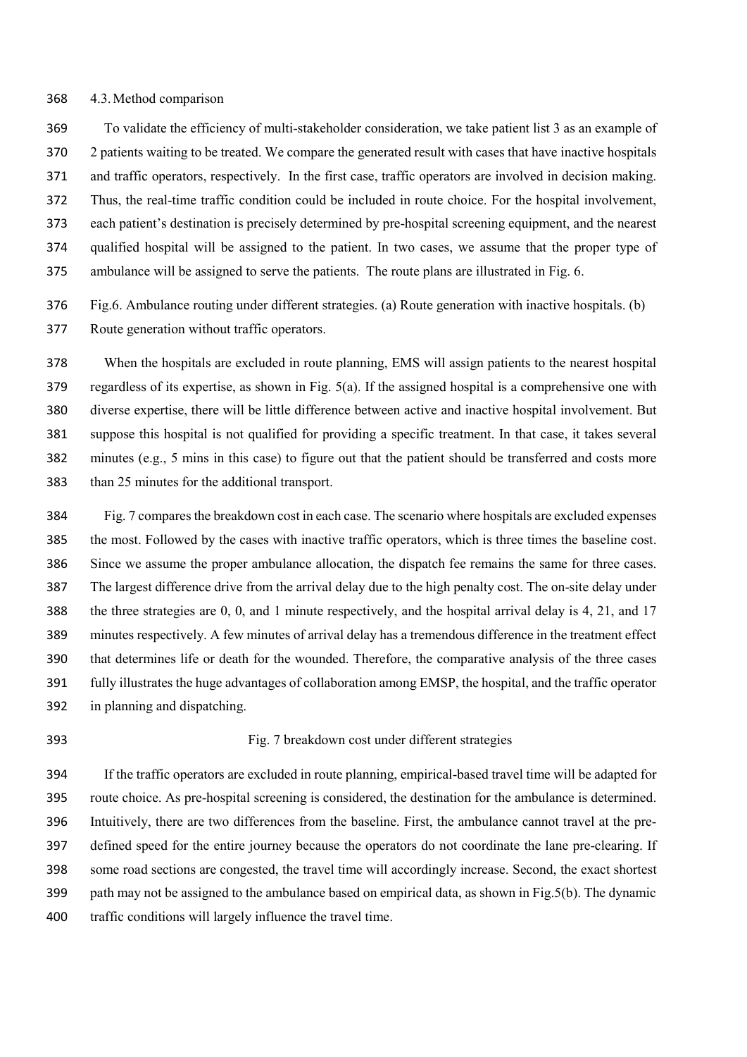### 4.3. Method comparison

To validate the efficiency of multi-stakeholder consideration, we take patient list 3 as an example of 2 patients waiting to be treated. We compare the generated result with cases that have inactive hospitals and traffic operators, respectively. In the first case, traffic operators are involved in decision making. Thus, the real-time traffic condition could be included in route choice. For the hospital involvement, each patient's destination is precisely determined by pre-hospital screening equipment, and the nearest qualified hospital will be assigned to the patient. In two cases, we assume that the proper type of ambulance will be assigned to serve the patients. The route plans are illustrated in Fig. 6.

Fig.6. Ambulance routing under different strategies. (a) Route generation with inactive hospitals. (b) Route generation without traffic operators.

When the hospitals are excluded in route planning, EMS will assign patients to the nearest hospital regardless of its expertise, as shown in Fig. 5(a). If the assigned hospital is a comprehensive one with diverse expertise, there will be little difference between active and inactive hospital involvement. But suppose this hospital is not qualified for providing a specific treatment. In that case, it takes several minutes (e.g., 5 mins in this case) to figure out that the patient should be transferred and costs more than 25 minutes for the additional transport.

Fig. 7 compares the breakdown cost in each case. The scenario where hospitals are excluded expenses the most. Followed by the cases with inactive traffic operators, which is three times the baseline cost. Since we assume the proper ambulance allocation, the dispatch fee remains the same for three cases. The largest difference drive from the arrival delay due to the high penalty cost. The on-site delay under the three strategies are 0, 0, and 1 minute respectively, and the hospital arrival delay is 4, 21, and 17 minutes respectively. A few minutes of arrival delay has a tremendous difference in the treatment effect that determines life or death for the wounded. Therefore, the comparative analysis of the three cases fully illustrates the huge advantages of collaboration among EMSP, the hospital, and the traffic operator in planning and dispatching.

Fig. 7 breakdown cost under different strategies

If the traffic operators are excluded in route planning, empirical-based travel time will be adapted for route choice. As pre-hospital screening is considered, the destination for the ambulance is determined. Intuitively, there are two differences from the baseline. First, the ambulance cannot travel at the pre-defined speed for the entire journey because the operators do not coordinate the lane pre-clearing. If some road sections are congested, the travel time will accordingly increase. Second, the exact shortest path may not be assigned to the ambulance based on empirical data, as shown in Fig.5(b). The dynamic traffic conditions will largely influence the travel time.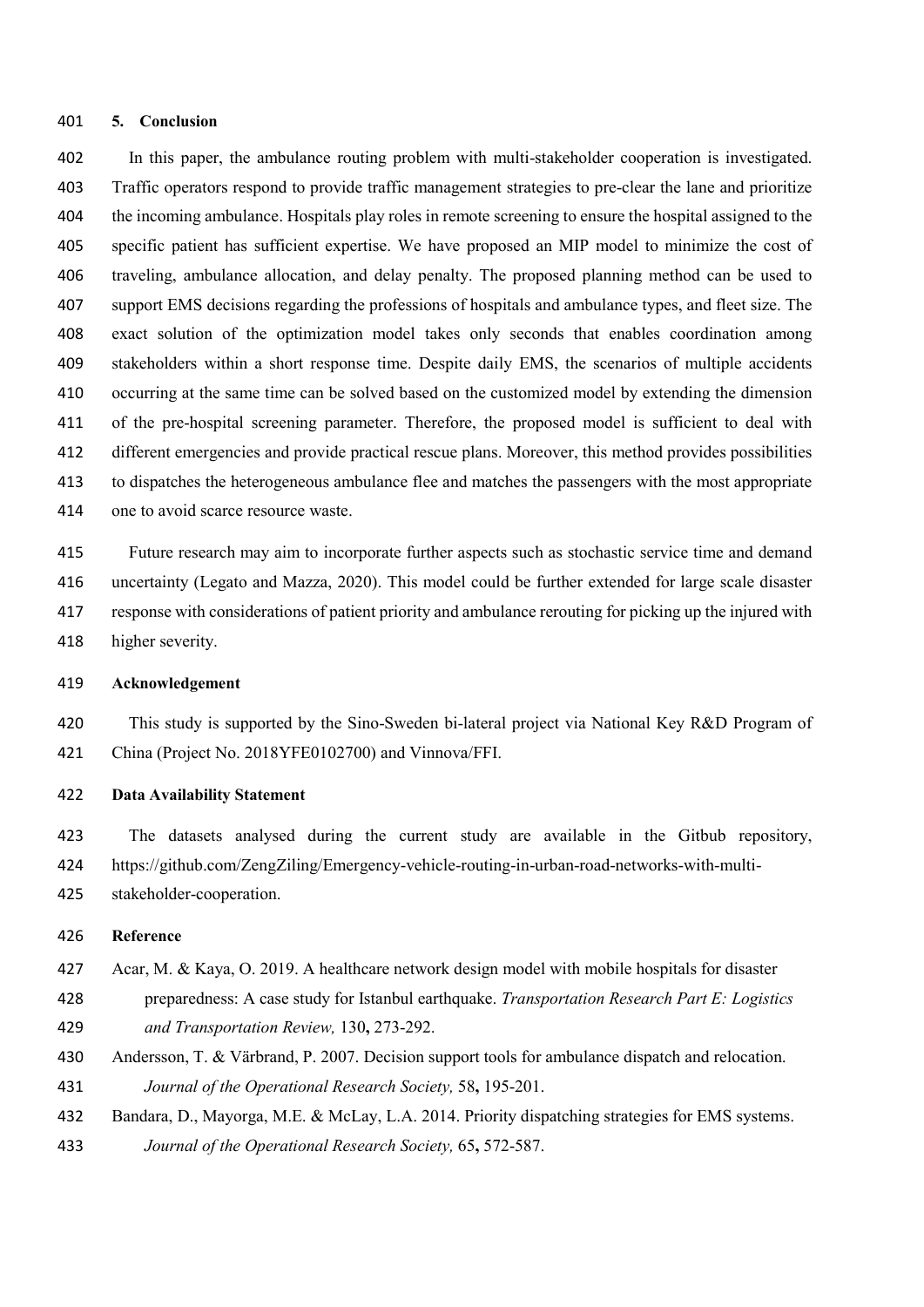## 5. Conclusion

In this paper, the ambulance routing problem with multi-stakeholder cooperation is investigated. Traffic operators respond to provide traffic management strategies to pre-clear the lane and prioritize the incoming ambulance. Hospitals play roles in remote screening to ensure the hospital assigned to the specific patient has sufficient expertise. We have proposed an MIP model to minimize the cost of traveling, ambulance allocation, and delay penalty. The proposed planning method can be used to support EMS decisions regarding the professions of hospitals and ambulance types, and fleet size. The exact solution of the optimization model takes only seconds that enables coordination among stakeholders within a short response time. Despite daily EMS, the scenarios of multiple accidents occurring at the same time can be solved based on the customized model by extending the dimension of the pre-hospital screening parameter. Therefore, the proposed model is sufficient to deal with different emergencies and provide practical rescue plans. Moreover, this method provides possibilities to dispatches the heterogeneous ambulance flee and matches the passengers with the most appropriate one to avoid scarce resource waste.

Future research may aim to incorporate further aspects such as stochastic service time and demand uncertainty (Legato and Mazza, 2020). This model could be further extended for large scale disaster response with considerations of patient priority and ambulance rerouting for picking up the injured with higher severity.

## Acknowledgement

This study is supported by the Sino-Sweden bi-lateral project via National Key R&D Program of China (Project No. 2018YFE0102700) and Vinnova/FFI.

## Data Availability Statement

The datasets analysed during the current study are available in the Gitbub repository, https://github.com/ZengZiling/Emergency-vehicle-routing-in-urban-road-networks-with-multi-stakeholder-cooperation.

## Reference

Acar, M. & Kaya, O. 2019. A healthcare network design model with mobile hospitals for disaster preparedness: A case study for Istanbul earthquake. *Transportation Research Part E: Logistics and Transportation Review,* 130**,** 273-292.

Andersson, T. & Värbrand, P. 2007. Decision support tools for ambulance dispatch and relocation. *Journal of the Operational Research Society,* 58**,** 195-201.

Bandara, D., Mayorga, M.E. & McLay, L.A. 2014. Priority dispatching strategies for EMS systems. *Journal of the Operational Research Society,* 65**,** 572-587.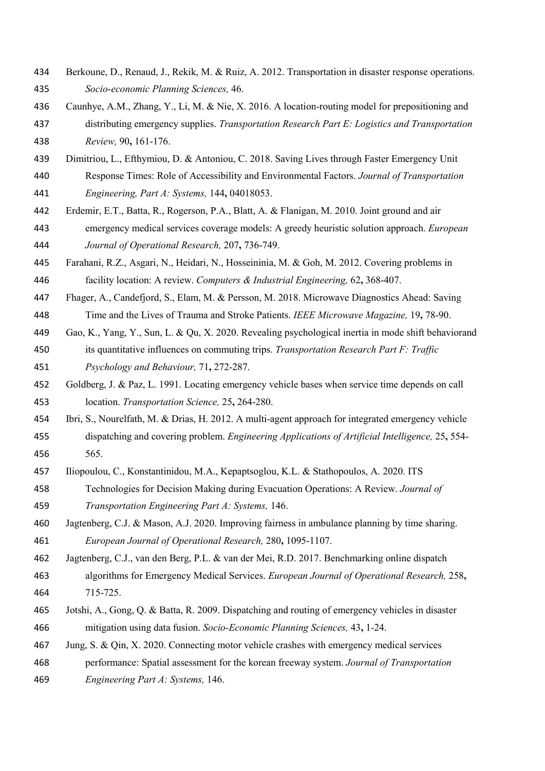Berkoune, D., Renaud, J., Rekik, M. & Ruiz, A. 2012. Transportation in disaster response operations. *Socio-economic Planning Sciences,* 46.

Caunhye, A.M., Zhang, Y., Li, M. & Nie, X. 2016. A location-routing model for prepositioning and distributing emergency supplies. *Transportation Research Part E: Logistics and Transportation Review,* 90**,** 161-176.

Dimitriou, L., Efthymiou, D. & Antoniou, C. 2018. Saving Lives through Faster Emergency Unit Response Times: Role of Accessibility and Environmental Factors. *Journal of Transportation Engineering, Part A: Systems,* 144**,** 04018053.

Erdemir, E.T., Batta, R., Rogerson, P.A., Blatt, A. & Flanigan, M. 2010. Joint ground and air emergency medical services coverage models: A greedy heuristic solution approach. *European Journal of Operational Research,* 207**,** 736-749.

Farahani, R.Z., Asgari, N., Heidari, N., Hosseininia, M. & Goh, M. 2012. Covering problems in facility location: A review. *Computers & Industrial Engineering,* 62**,** 368-407.

Fhager, A., Candefjord, S., Elam, M. & Persson, M. 2018. Microwave Diagnostics Ahead: Saving Time and the Lives of Trauma and Stroke Patients. *IEEE Microwave Magazine,* 19**,** 78-90.

Gao, K., Yang, Y., Sun, L. & Qu, X. 2020. Revealing psychological inertia in mode shift behaviorand its quantitative influences on commuting trips. *Transportation Research Part F: Traffic Psychology and Behaviour,* 71**,** 272-287.

Goldberg, J. & Paz, L. 1991. Locating emergency vehicle bases when service time depends on call location. *Transportation Science,* 25**,** 264-280.

Ibri, S., Nourelfath, M. & Drias, H. 2012. A multi-agent approach for integrated emergency vehicle dispatching and covering problem. *Engineering Applications of Artificial Intelligence,* 25**,** 554-565.

Iliopoulou, C., Konstantinidou, M.A., Kepaptsoglou, K.L. & Stathopoulos, A. 2020. ITS Technologies for Decision Making during Evacuation Operations: A Review. *Journal of Transportation Engineering Part A: Systems,* 146.

Jagtenberg, C.J. & Mason, A.J. 2020. Improving fairness in ambulance planning by time sharing. *European Journal of Operational Research,* 280**,** 1095-1107.

Jagtenberg, C.J., van den Berg, P.L. & van der Mei, R.D. 2017. Benchmarking online dispatch algorithms for Emergency Medical Services. *European Journal of Operational Research,* 258**,** 715-725.

Jotshi, A., Gong, Q. & Batta, R. 2009. Dispatching and routing of emergency vehicles in disaster mitigation using data fusion. *Socio-Economic Planning Sciences,* 43**,** 1-24.

Jung, S. & Qin, X. 2020. Connecting motor vehicle crashes with emergency medical services performance: Spatial assessment for the korean freeway system. *Journal of Transportation Engineering Part A: Systems,* 146.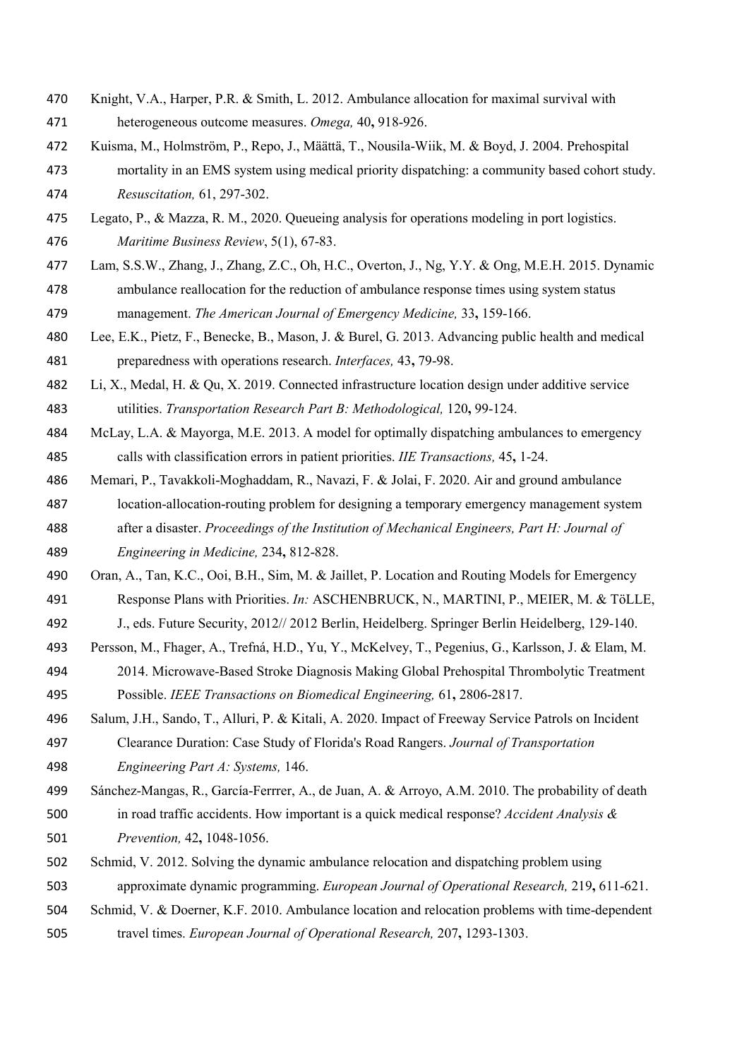Knight, V.A., Harper, P.R. & Smith, L. 2012. Ambulance allocation for maximal survival with heterogeneous outcome measures. *Omega,* 40**,** 918-926.

Kuisma, M., Holmström, P., Repo, J., Määttä, T., Nousila-Wiik, M. & Boyd, J. 2004. Prehospital mortality in an EMS system using medical priority dispatching: a community based cohort study. *Resuscitation,* 61, 297-302.

Legato, P., & Mazza, R. M., 2020. Queueing analysis for operations modeling in port logistics. *Maritime Business Review*, 5(1), 67-83.

Lam, S.S.W., Zhang, J., Zhang, Z.C., Oh, H.C., Overton, J., Ng, Y.Y. & Ong, M.E.H. 2015. Dynamic ambulance reallocation for the reduction of ambulance response times using system status management. *The American Journal of Emergency Medicine,* 33**,** 159-166.

Lee, E.K., Pietz, F., Benecke, B., Mason, J. & Burel, G. 2013. Advancing public health and medical preparedness with operations research. *Interfaces,* 43**,** 79-98.

Li, X., Medal, H. & Qu, X. 2019. Connected infrastructure location design under additive service utilities. *Transportation Research Part B: Methodological,* 120**,** 99-124.

McLay, L.A. & Mayorga, M.E. 2013. A model for optimally dispatching ambulances to emergency calls with classification errors in patient priorities. *IIE Transactions,* 45**,** 1-24.

Memari, P., Tavakkoli-Moghaddam, R., Navazi, F. & Jolai, F. 2020. Air and ground ambulance location-allocation-routing problem for designing a temporary emergency management system after a disaster. *Proceedings of the Institution of Mechanical Engineers, Part H: Journal of Engineering in Medicine,* 234**,** 812-828.

Oran, A., Tan, K.C., Ooi, B.H., Sim, M. & Jaillet, P. Location and Routing Models for Emergency Response Plans with Priorities. *In:* ASCHENBRUCK, N., MARTINI, P., MEIER, M. & TöLLE, J., eds. Future Security, 2012// 2012 Berlin, Heidelberg. Springer Berlin Heidelberg, 129-140.

Persson, M., Fhager, A., Trefná, H.D., Yu, Y., McKelvey, T., Pegenius, G., Karlsson, J. & Elam, M. 2014. Microwave-Based Stroke Diagnosis Making Global Prehospital Thrombolytic Treatment Possible. *IEEE Transactions on Biomedical Engineering,* 61**,** 2806-2817.

Salum, J.H., Sando, T., Alluri, P. & Kitali, A. 2020. Impact of Freeway Service Patrols on Incident Clearance Duration: Case Study of Florida's Road Rangers. *Journal of Transportation Engineering Part A: Systems,* 146.

Sánchez-Mangas, R., García-Ferrrer, A., de Juan, A. & Arroyo, A.M. 2010. The probability of death in road traffic accidents. How important is a quick medical response? *Accident Analysis & Prevention,* 42**,** 1048-1056.

Schmid, V. 2012. Solving the dynamic ambulance relocation and dispatching problem using approximate dynamic programming. *European Journal of Operational Research,* 219**,** 611-621.

Schmid, V. & Doerner, K.F. 2010. Ambulance location and relocation problems with time-dependent travel times. *European Journal of Operational Research,* 207**,** 1293-1303.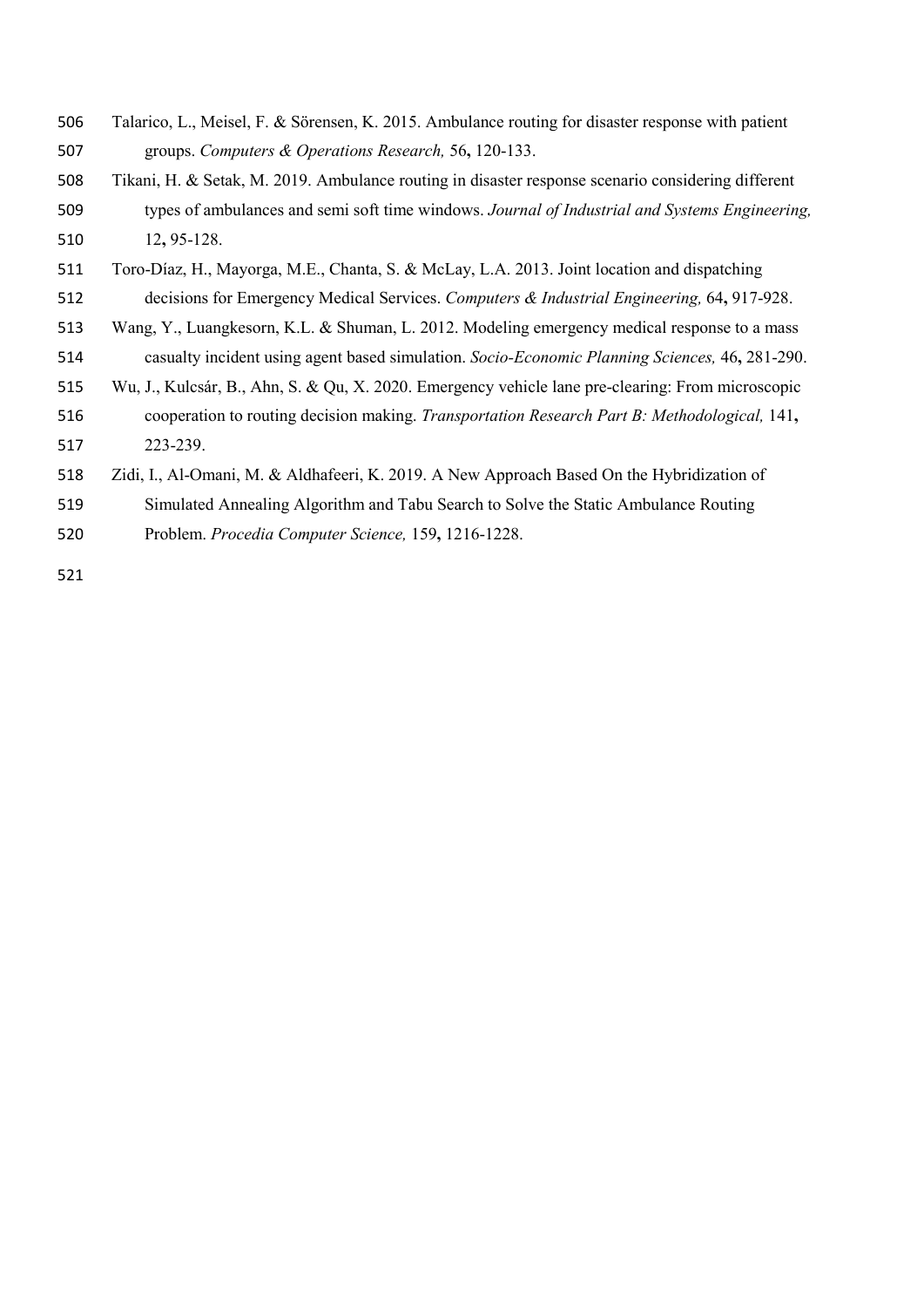Talarico, L., Meisel, F. & Sörensen, K. 2015. Ambulance routing for disaster response with patient groups. *Computers & Operations Research,* 56**,** 120-133.

Tikani, H. & Setak, M. 2019. Ambulance routing in disaster response scenario considering different types of ambulances and semi soft time windows. *Journal of Industrial and Systems Engineering,* 12**,** 95-128.

Toro-Díaz, H., Mayorga, M.E., Chanta, S. & McLay, L.A. 2013. Joint location and dispatching decisions for Emergency Medical Services. *Computers & Industrial Engineering,* 64**,** 917-928.

Wang, Y., Luangkesorn, K.L. & Shuman, L. 2012. Modeling emergency medical response to a mass casualty incident using agent based simulation. *Socio-Economic Planning Sciences,* 46**,** 281-290.

Wu, J., Kulcsár, B., Ahn, S. & Qu, X. 2020. Emergency vehicle lane pre-clearing: From microscopic cooperation to routing decision making. *Transportation Research Part B: Methodological,* 141**,** 223-239.

Zidi, I., Al-Omani, M. & Aldhafeeri, K. 2019. A New Approach Based On the Hybridization of Simulated Annealing Algorithm and Tabu Search to Solve the Static Ambulance Routing Problem. *Procedia Computer Science,* 159**,** 1216-1228.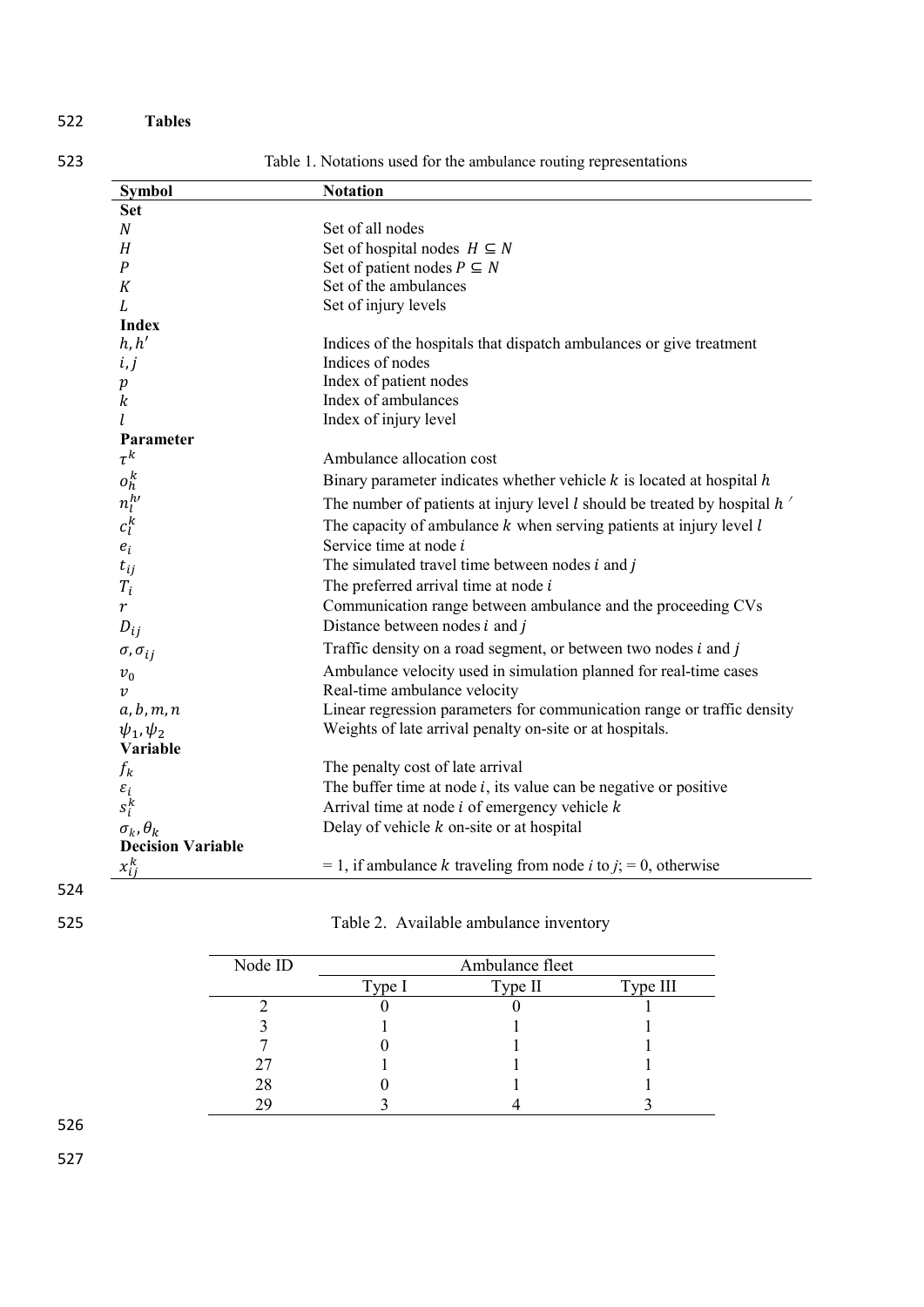## Tables

Table 1. Notations used for the ambulance routing representations

| Symbol | Notation |
|---|---|
| **Set** | |
| $N$ | Set of all nodes |
| $H$ | Set of hospital nodes $H \subseteq N$ |
| $P$ | Set of patient nodes $P \subseteq N$ |
| $K$ | Set of the ambulances |
| $L$ | Set of injury levels |
| **Index** | |
| $h, h'$ | Indices of the hospitals that dispatch ambulances or give treatment |
| $i, j$ | Indices of nodes |
| $p$ | Index of patient nodes |
| $k$ | Index of ambulances |
| $l$ | Index of injury level |
| **Parameter** | |
| $\tau^k$ | Ambulance allocation cost |
| $o_h^k$ | Binary parameter indicates whether vehicle $k$ is located at hospital $h$ |
| $n_l^{h'}$ | The number of patients at injury level $l$ should be treated by hospital $h'$ |
| $c_l^k$ | The capacity of ambulance $k$ when serving patients at injury level $l$ |
| $e_i$ | Service time at node $i$ |
| $t_{ij}$ | The simulated travel time between nodes $i$ and $j$ |
| $T_i$ | The preferred arrival time at node $i$ |
| $r$ | Communication range between ambulance and the proceeding CVs |
| $D_{ij}$ | Distance between nodes $i$ and $j$ |
| $\sigma, \sigma_{ij}$ | Traffic density on a road segment, or between two nodes $i$ and $j$ |
| $v_0$ | Ambulance velocity used in simulation planned for real-time cases |
| $v$ | Real-time ambulance velocity |
| $a, b, m, n$ | Linear regression parameters for communication range or traffic density |
| $\psi_1, \psi_2$ | Weights of late arrival penalty on-site or at hospitals. |
| **Variable** | |
| $f_k$ | The penalty cost of late arrival |
| $\varepsilon_i$ | The buffer time at node $i$, its value can be negative or positive |
| $s_i^k$ | Arrival time at node $i$ of emergency vehicle $k$ |
| $\sigma_k, \theta_k$ | Delay of vehicle $k$ on-site or at hospital |
| **Decision Variable** | |
| $x_{ij}^k$ | = 1, if ambulance $k$ traveling from node $i$ to $j$; = 0, otherwise |

Table 2. Available ambulance inventory

| Node ID | Ambulance fleet | | |
|---|---|---|---|
| | Type I | Type II | Type III |
| 2 | 0 | 0 | 1 |
| 3 | 1 | 1 | 1 |
| 7 | 0 | 1 | 1 |
| 27 | 1 | 1 | 1 |
| 28 | 0 | 1 | 1 |
| 29 | 3 | 4 | 3 |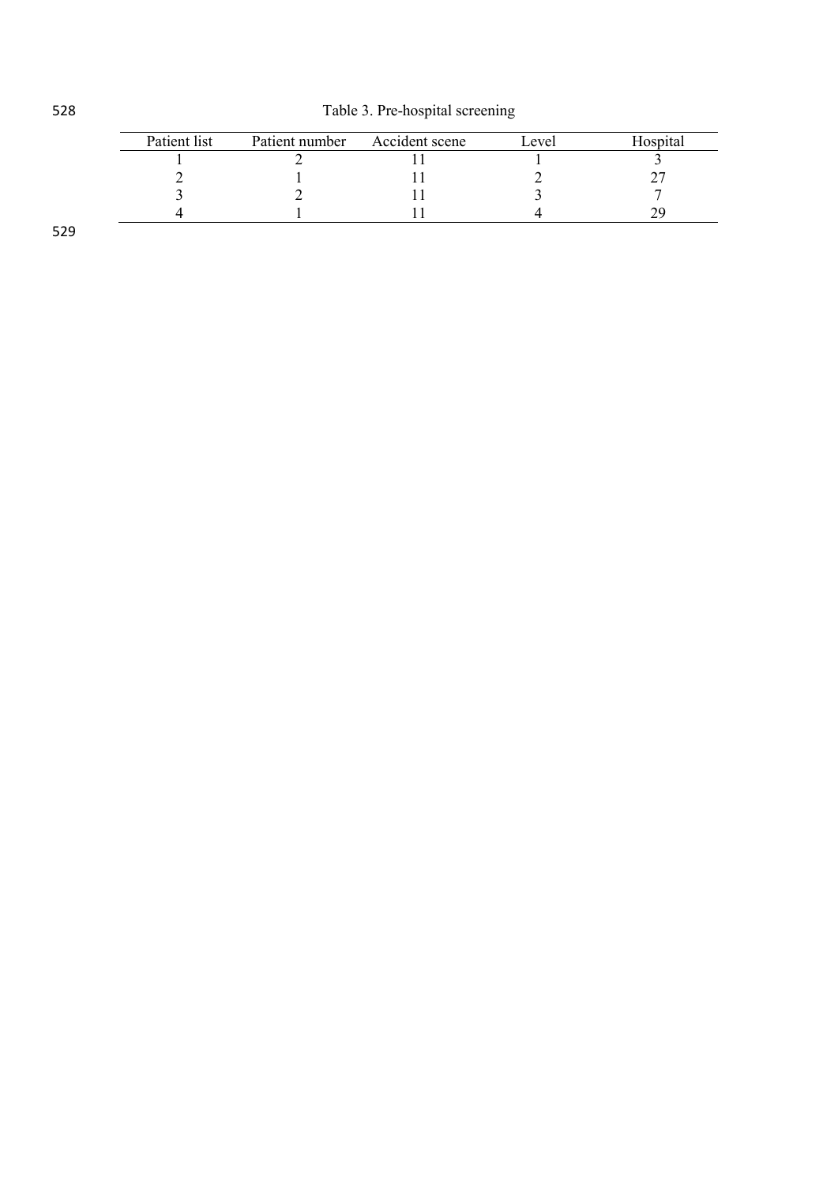Table 3. Pre-hospital screening

| Patient list | Patient number | Accident scene | Level | Hospital |
|---|---|---|---|---|
| 1 | 2 | 11 | 1 | 3 |
| 2 | 1 | 11 | 2 | 27 |
| 3 | 2 | 11 | 3 | 7 |
| 4 | 1 | 11 | 4 | 29 |